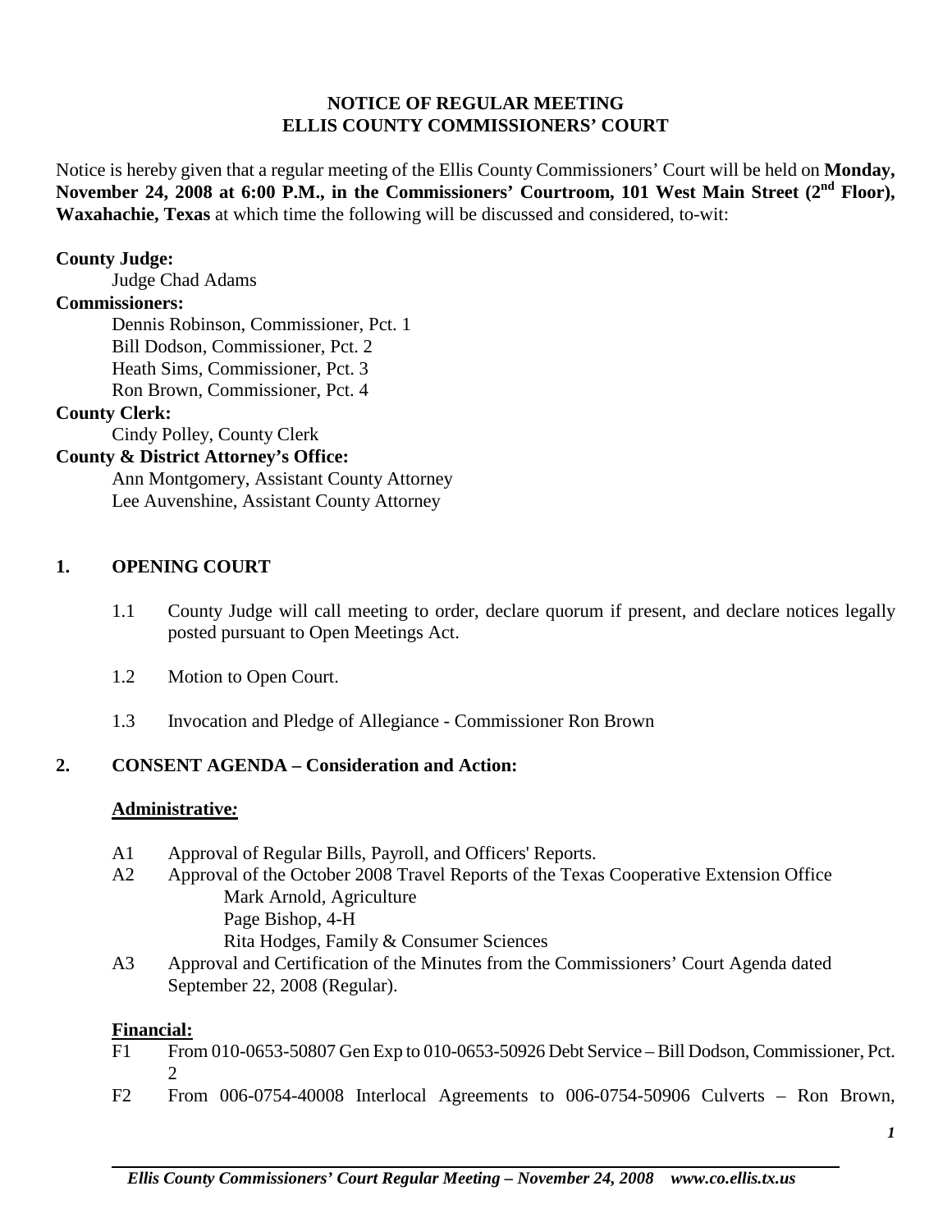# NOTICE OF REGULAR MEETING
# ELLIS COUNTY COMMISSIONERS' COURT

Notice is hereby given that a regular meeting of the Ellis County Commissioners' Court will be held on **Monday, November 24, 2008 at 6:00 P.M., in the Commissioners' Courtroom, 101 West Main Street (2nd Floor), Waxahachie, Texas** at which time the following will be discussed and considered, to-wit:

**County Judge:**

Judge Chad Adams

**Commissioners:**

Dennis Robinson, Commissioner, Pct. 1
Bill Dodson, Commissioner, Pct. 2
Heath Sims, Commissioner, Pct. 3
Ron Brown, Commissioner, Pct. 4

**County Clerk:**

Cindy Polley, County Clerk

**County & District Attorney's Office:**

Ann Montgomery, Assistant County Attorney
Lee Auvenshine, Assistant County Attorney

## 1. OPENING COURT

1.1 County Judge will call meeting to order, declare quorum if present, and declare notices legally posted pursuant to Open Meetings Act.

1.2 Motion to Open Court.

1.3 Invocation and Pledge of Allegiance - Commissioner Ron Brown

## 2. CONSENT AGENDA – Consideration and Action:

### Administrative:

A1 Approval of Regular Bills, Payroll, and Officers' Reports.

A2 Approval of the October 2008 Travel Reports of the Texas Cooperative Extension Office
- Mark Arnold, Agriculture
- Page Bishop, 4-H
- Rita Hodges, Family & Consumer Sciences

A3 Approval and Certification of the Minutes from the Commissioners' Court Agenda dated September 22, 2008 (Regular).

### Financial:

F1 From 010-0653-50807 Gen Exp to 010-0653-50926 Debt Service – Bill Dodson, Commissioner, Pct. 2

F2 From 006-0754-40008 Interlocal Agreements to 006-0754-50906 Culverts – Ron Brown,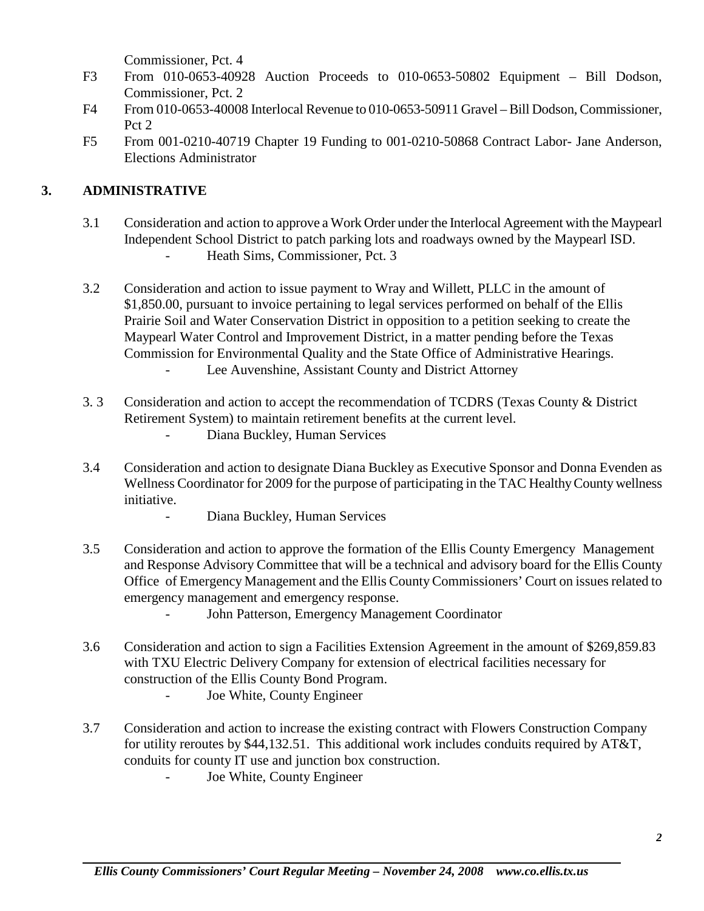Commissioner, Pct. 4

F3 From 010-0653-40928 Auction Proceeds to 010-0653-50802 Equipment – Bill Dodson, Commissioner, Pct. 2

F4 From 010-0653-40008 Interlocal Revenue to 010-0653-50911 Gravel – Bill Dodson, Commissioner, Pct 2

F5 From 001-0210-40719 Chapter 19 Funding to 001-0210-50868 Contract Labor- Jane Anderson, Elections Administrator

## 3. ADMINISTRATIVE

3.1 Consideration and action to approve a Work Order under the Interlocal Agreement with the Maypearl Independent School District to patch parking lots and roadways owned by the Maypearl ISD.
- Heath Sims, Commissioner, Pct. 3

3.2 Consideration and action to issue payment to Wray and Willett, PLLC in the amount of $1,850.00, pursuant to invoice pertaining to legal services performed on behalf of the Ellis Prairie Soil and Water Conservation District in opposition to a petition seeking to create the Maypearl Water Control and Improvement District, in a matter pending before the Texas Commission for Environmental Quality and the State Office of Administrative Hearings.
- Lee Auvenshine, Assistant County and District Attorney

3. 3 Consideration and action to accept the recommendation of TCDRS (Texas County & District Retirement System) to maintain retirement benefits at the current level.
- Diana Buckley, Human Services

3.4 Consideration and action to designate Diana Buckley as Executive Sponsor and Donna Evenden as Wellness Coordinator for 2009 for the purpose of participating in the TAC Healthy County wellness initiative.
- Diana Buckley, Human Services

3.5 Consideration and action to approve the formation of the Ellis County Emergency Management and Response Advisory Committee that will be a technical and advisory board for the Ellis County Office of Emergency Management and the Ellis County Commissioners' Court on issues related to emergency management and emergency response.
- John Patterson, Emergency Management Coordinator

3.6 Consideration and action to sign a Facilities Extension Agreement in the amount of $269,859.83 with TXU Electric Delivery Company for extension of electrical facilities necessary for construction of the Ellis County Bond Program.
- Joe White, County Engineer

3.7 Consideration and action to increase the existing contract with Flowers Construction Company for utility reroutes by $44,132.51. This additional work includes conduits required by AT&T, conduits for county IT use and junction box construction.
- Joe White, County Engineer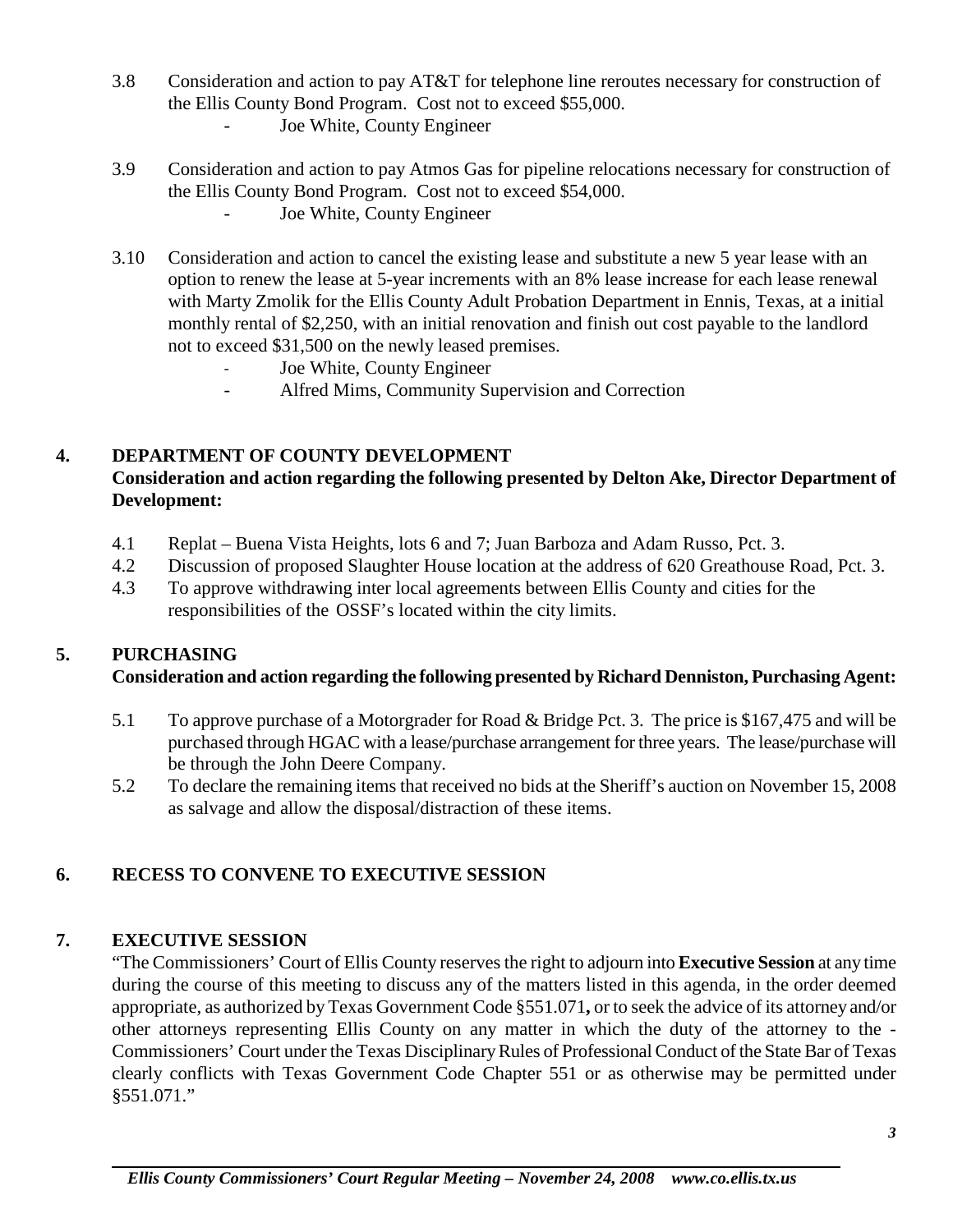3.8 Consideration and action to pay AT&T for telephone line reroutes necessary for construction of the Ellis County Bond Program. Cost not to exceed $55,000.

- Joe White, County Engineer

3.9 Consideration and action to pay Atmos Gas for pipeline relocations necessary for construction of the Ellis County Bond Program. Cost not to exceed $54,000.

- Joe White, County Engineer

3.10 Consideration and action to cancel the existing lease and substitute a new 5 year lease with an option to renew the lease at 5-year increments with an 8% lease increase for each lease renewal with Marty Zmolik for the Ellis County Adult Probation Department in Ennis, Texas, at a initial monthly rental of $2,250, with an initial renovation and finish out cost payable to the landlord not to exceed $31,500 on the newly leased premises.

- Joe White, County Engineer
- Alfred Mims, Community Supervision and Correction

## 4. DEPARTMENT OF COUNTY DEVELOPMENT

**Consideration and action regarding the following presented by Delton Ake, Director Department of Development:**

4.1 Replat – Buena Vista Heights, lots 6 and 7; Juan Barboza and Adam Russo, Pct. 3.

4.2 Discussion of proposed Slaughter House location at the address of 620 Greathouse Road, Pct. 3.

4.3 To approve withdrawing inter local agreements between Ellis County and cities for the responsibilities of the OSSF's located within the city limits.

## 5. PURCHASING

**Consideration and action regarding the following presented by Richard Denniston, Purchasing Agent:**

5.1 To approve purchase of a Motorgrader for Road & Bridge Pct. 3. The price is $167,475 and will be purchased through HGAC with a lease/purchase arrangement for three years. The lease/purchase will be through the John Deere Company.

5.2 To declare the remaining items that received no bids at the Sheriff's auction on November 15, 2008 as salvage and allow the disposal/distraction of these items.

## 6. RECESS TO CONVENE TO EXECUTIVE SESSION

## 7. EXECUTIVE SESSION

"The Commissioners' Court of Ellis County reserves the right to adjourn into **Executive Session** at any time during the course of this meeting to discuss any of the matters listed in this agenda, in the order deemed appropriate, as authorized by Texas Government Code §551.071**,** or to seek the advice of its attorney and/or other attorneys representing Ellis County on any matter in which the duty of the attorney to the - Commissioners' Court under the Texas Disciplinary Rules of Professional Conduct of the State Bar of Texas clearly conflicts with Texas Government Code Chapter 551 or as otherwise may be permitted under §551.071."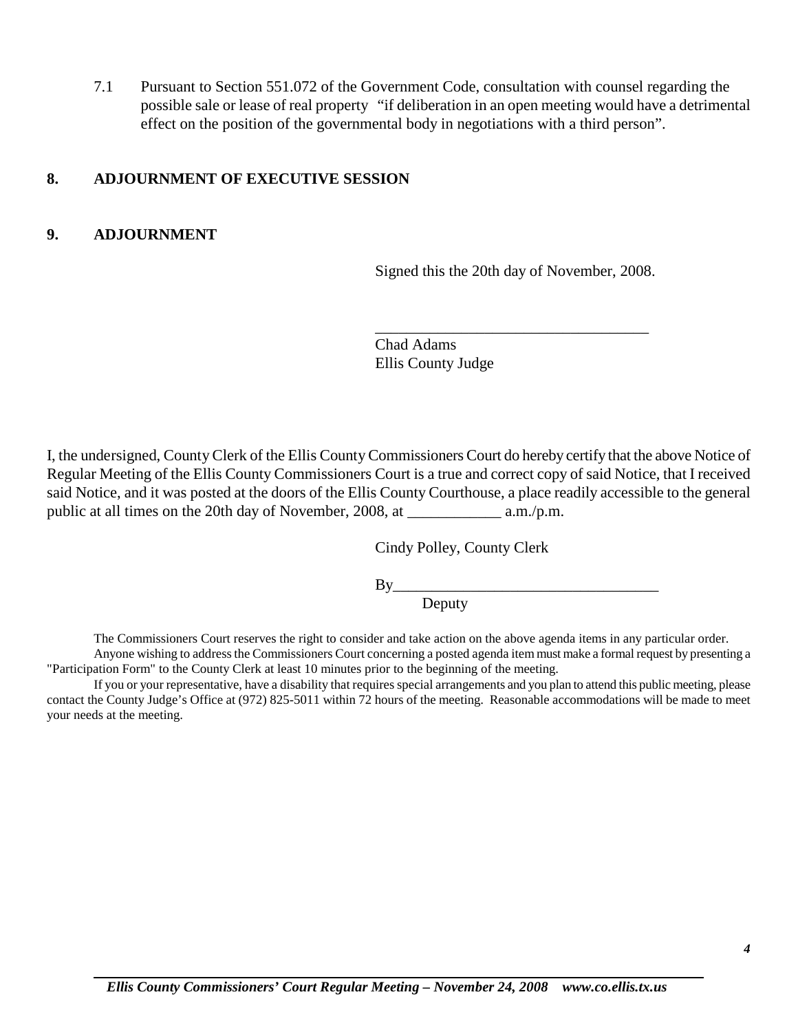7.1 Pursuant to Section 551.072 of the Government Code, consultation with counsel regarding the possible sale or lease of real property "if deliberation in an open meeting would have a detrimental effect on the position of the governmental body in negotiations with a third person".

**8. ADJOURNMENT OF EXECUTIVE SESSION**

**9. ADJOURNMENT**

Signed this the 20th day of November, 2008.

\_\_\_\_\_\_\_\_\_\_\_\_\_\_\_\_\_\_\_\_\_\_\_\_\_\_\_\_\_\_\_\_\_\_\_
Chad Adams
Ellis County Judge

I, the undersigned, County Clerk of the Ellis County Commissioners Court do hereby certify that the above Notice of Regular Meeting of the Ellis County Commissioners Court is a true and correct copy of said Notice, that I received said Notice, and it was posted at the doors of the Ellis County Courthouse, a place readily accessible to the general public at all times on the 20th day of November, 2008, at \_\_\_\_\_\_\_\_\_\_\_\_ a.m./p.m.

Cindy Polley, County Clerk

By\_\_\_\_\_\_\_\_\_\_\_\_\_\_\_\_\_\_\_\_\_\_\_\_\_\_\_\_\_\_\_\_\_\_
Deputy

The Commissioners Court reserves the right to consider and take action on the above agenda items in any particular order.

Anyone wishing to address the Commissioners Court concerning a posted agenda item must make a formal request by presenting a "Participation Form" to the County Clerk at least 10 minutes prior to the beginning of the meeting.

If you or your representative, have a disability that requires special arrangements and you plan to attend this public meeting, please contact the County Judge's Office at (972) 825-5011 within 72 hours of the meeting. Reasonable accommodations will be made to meet your needs at the meeting.